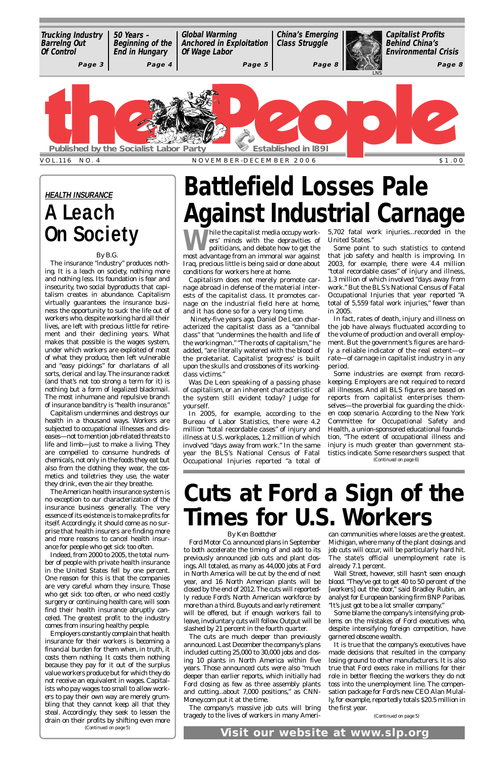Trucking Industry Barreling Out Of Control — Page 3

50 Years – Beginning of the End in Hungary — Page 4

Global Warming Anchored in Exploitation Of Wage Labor — Page 5

China's Emerging Class Struggle — Page 8

Capitalist Profits Behind China's Environmental Crisis — Page 8

# the People

Published by the Socialist Labor Party — Established in 1891

VOL.116 NO. 4 — NOVEMBER-DECEMBER 2006 — $1.00

## HEALTH INSURANCE

# A Leach On Society

By B.G.

The insurance "industry" produces nothing. It is a leach on society, nothing more and nothing less. Its foundation is fear and insecurity, two social byproducts that capitalism creates in abundance. Capitalism virtually guarantees the insurance business the opportunity to suck the life out of workers who, despite working hard all their lives, are left with precious little for retirement and their declining years. What makes that possible is the wages system, under which workers are exploited of most of what they produce, then left vulnerable and "easy pickings" for charlatans of all sorts, clerical and lay. The insurance racket (and that's not too strong a term for it) is nothing but a form of legalized blackmail. The most inhumane and repulsive branch of insurance banditry is "health insurance."

Capitalism undermines and destroys our health in a thousand ways. Workers are subjected to occupational illnesses and diseases—not to mention job-related threats to life and limb—just to make a living. They are compelled to consume hundreds of chemicals, not only in the foods they eat but also from the clothing they wear, the cosmetics and toiletries they use, the water they drink, even the air they breathe.

The American health insurance system is no exception to our characterization of the insurance business generally. The very essence of its existence is to make profits for itself. Accordingly, it should come as no surprise that health insurers are finding more and more reasons to cancel health insurance for people who get sick too often.

Indeed, from 2000 to 2005, the total number of people with private health insurance in the United States fell by one percent. One reason for this is that the companies are very careful whom they insure. Those who get sick too often, or who need costly surgery or continuing health care, will soon find their health insurance abruptly canceled. The greatest profit to the industry comes from insuring healthy people.

Employers constantly complain that health insurance for their workers is becoming a financial burden for them when, in truth, it costs them nothing. It costs them nothing because they pay for it out of the surplus value workers produce but for which they do not receive an equivalent in wages. Capitalists who pay wages too small to allow workers to pay their own way are merely grumbling that they cannot keep all that they steal. Accordingly, they seek to lessen the drain on their profits by shifting even more

(Continued on page 5)

# Battlefield Losses Pale Against Industrial Carnage

While the capitalist media occupy workers' minds with the depravities of politicians, and debate how to get the most advantage from an immoral war against Iraq, precious little is being said or done about conditions for workers here at home.

Capitalism does not merely promote carnage abroad in defense of the material interests of the capitalist class. It promotes carnage on the industrial field here at home, and it has done so for a very long time.

Ninety-five years ago, Daniel De Leon characterized the capitalist class as a "cannibal class" that "undermines the health and life of the workingman." "The roots of capitalism," he added, "are literally watered with the blood of the proletariat. Capitalist 'progress' is built upon the skulls and crossbones of its working-class victims."

Was De Leon speaking of a passing phase of capitalism, or an inherent characteristic of the system still evident today? Judge for yourself.

In 2005, for example, according to the Bureau of Labor Statistics, there were 4.2 million "total recordable cases" of injury and illness at U.S. workplaces, 1.2 million of which involved "days away from work." In the same year the BLS's National Census of Fatal Occupational Injuries reported "a total of 5,702 fatal work injuries...recorded in the United States."

Some point to such statistics to contend that job safety and health is improving. In 2003, for example, there were 4.4 million "total recordable cases" of injury and illness, 1.3 million of which involved "days away from work." But the BLS's National Census of Fatal Occupational Injuries that year reported "A total of 5,559 fatal work injuries," fewer than in 2005.

In fact, rates of death, injury and illness on the job have always fluctuated according to the volume of production and overall employment. But the government's figures are hardly a reliable indicator of the real extent—or rate—of carnage in capitalist industry in any period.

Some industries are exempt from record-keeping. Employers are not required to record all illnesses. And all BLS figures are based on reports from capitalist enterprises themselves—the proverbial fox guarding the chicken coop scenario. According to the New York Committee for Occupational Safety and Health, a union-sponsored educational foundation, "The extent of occupational illness and injury is much greater than government statistics indicate. Some researchers suspect that

(Continued on page 6)

# Cuts at Ford a Sign of the Times for U.S. Workers

By Ken Boettcher

Ford Motor Co. announced plans in September to both accelerate the timing of and add to its previously announced job cuts and plant closings. All totaled, as many as 44,000 jobs at Ford in North America will be cut by the end of next year, and 16 North American plants will be closed by the end of 2012. The cuts will reportedly reduce Ford's North American workforce by more than a third. Buyouts and early retirement will be offered, but if enough workers fail to leave, involuntary cuts will follow. Output will be slashed by 21 percent in the fourth quarter.

The cuts are much deeper than previously announced. Last December the company's plans included cutting 25,000 to 30,000 jobs and closing 10 plants in North America within five years. Those announced cuts were also "much deeper than earlier reports, which initially had Ford closing as few as three assembly plants and cutting...about 7,000 positions," as CNN-Money.com put it at the time.

The company's massive job cuts will bring tragedy to the lives of workers in many American communities where losses are the greatest. Michigan, where many of the plant closings and job cuts will occur, will be particularly hard hit. The state's official unemployment rate is already 7.1 percent.

Wall Street, however, still hasn't seen enough blood. "They've got to get 40 to 50 percent of the [workers] out the door," said Bradley Rubin, an analyst for European banking firm BNP Paribas. "It's just got to be a lot smaller company."

Some blame the company's intensifying problems on the mistakes of Ford executives who, despite intensifying foreign competition, have garnered obscene wealth.

It is true that the company's executives have made decisions that resulted in the company losing ground to other manufacturers. It is also true that Ford execs rake in millions for their role in better fleecing the workers they do not toss into the unemployment line. The compensation package for Ford's new CEO Alan Mulally, for example, reportedly totals $20.5 million in the first year.

(Continued on page 5)

**Visit our website at www.slp.org**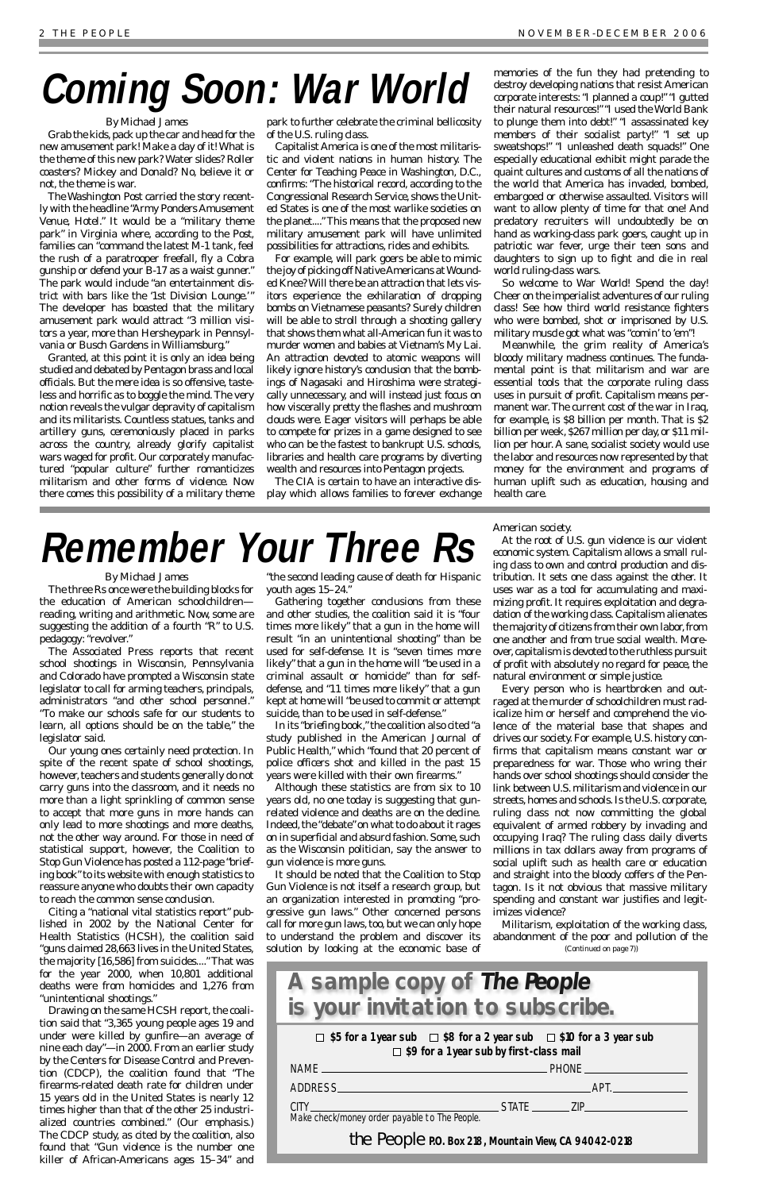# Coming Soon: War World

By Michael James

Grab the kids, pack up the car and head for the new amusement park! Make a day of it! What is the theme of this new park? Water slides? Roller coasters? Mickey and Donald? No, believe it or not, the theme is war.

The Washington Post carried the story recently with the headline "Army Ponders Amusement Venue, Hotel." It would be a "military theme park" in Virginia where, according to the Post, families can "command the latest M-1 tank, feel the rush of a paratrooper freefall, fly a Cobra gunship or defend your B-17 as a waist gunner." The park would include "an entertainment district with bars like the '1st Division Lounge.'" The developer has boasted that the military amusement park would attract "3 million visitors a year, more than Hersheypark in Pennsylvania or Busch Gardens in Williamsburg."

Granted, at this point it is only an idea being studied and debated by Pentagon brass and local officials. But the mere idea is so offensive, tasteless and horrific as to boggle the mind. The very notion reveals the vulgar depravity of capitalism and its militarists. Countless statues, tanks and artillery guns, ceremoniously placed in parks across the country, already glorify capitalist wars waged for profit. Our corporately manufactured "popular culture" further romanticizes militarism and other forms of violence. Now there comes this possibility of a military theme park to further celebrate the criminal bellicosity of the U.S. ruling class.

Capitalist America is one of the most militaristic and violent nations in human history. The Center for Teaching Peace in Washington, D.C., confirms: "The historical record, according to the Congressional Research Service, shows the United States is one of the most warlike societies on the planet...." This means that the proposed new military amusement park will have unlimited possibilities for attractions, rides and exhibits.

For example, will park goers be able to mimic the joy of picking off Native Americans at Wounded Knee? Will there be an attraction that lets visitors experience the exhilaration of dropping bombs on Vietnamese peasants? Surely children will be able to stroll through a shooting gallery that shows them what all-American fun it was to murder women and babies at Vietnam's My Lai. An attraction devoted to atomic weapons will likely ignore history's conclusion that the bombings of Nagasaki and Hiroshima were strategically unnecessary, and will instead just focus on how viscerally pretty the flashes and mushroom clouds were. Eager visitors will perhaps be able to compete for prizes in a game designed to see who can be the fastest to bankrupt U.S. schools, libraries and health care programs by diverting wealth and resources into Pentagon projects.

The CIA is certain to have an interactive display which allows families to forever exchange memories of the fun they had pretending to destroy developing nations that resist American corporate interests: "I planned a coup!" "I gutted their natural resources!" "I used the World Bank to plunge them into debt!" "I assassinated key members of their socialist party!" "I set up sweatshops!" "I unleashed death squads!" One especially educational exhibit might parade the quaint cultures and customs of all the nations of the world that America has invaded, bombed, embargoed or otherwise assaulted. Visitors will want to allow plenty of time for that one! And predatory recruiters will undoubtedly be on hand as working-class park goers, caught up in patriotic war fever, urge their teen sons and daughters to sign up to fight and die in real world ruling-class wars.

So welcome to War World! Spend the day! Cheer on the imperialist adventures of our ruling class! See how third world resistance fighters who were bombed, shot or imprisoned by U.S. military muscle got what was "comin' to 'em"!

Meanwhile, the grim reality of America's bloody military madness continues. The fundamental point is that militarism and war are essential tools that the corporate ruling class uses in pursuit of profit. Capitalism means permanent war. The current cost of the war in Iraq, for example, is $8 billion per month. That is $2 billion per week, $267 million per day, or $11 million per hour. A sane, socialist society would use the labor and resources now represented by that money for the environment and programs of human uplift such as education, housing and health care.

# Remember Your Three Rs

By Michael James

The three Rs once were the building blocks for the education of American schoolchildren—reading, writing and arithmetic. Now, some are suggesting the addition of a fourth "R" to U.S. pedagogy: "revolver."

The Associated Press reports that recent school shootings in Wisconsin, Pennsylvania and Colorado have prompted a Wisconsin state legislator to call for arming teachers, principals, administrators "and other school personnel." "To make our schools safe for our students to learn, all options should be on the table," the legislator said.

Our young ones certainly need protection. In spite of the recent spate of school shootings, however, teachers and students generally do not carry guns into the classroom, and it needs no more than a light sprinkling of common sense to accept that more guns in more hands can only lead to more shootings and more deaths, not the other way around. For those in need of statistical support, however, the Coalition to Stop Gun Violence has posted a 112-page "briefing book" to its website with enough statistics to reassure anyone who doubts their own capacity to reach the common sense conclusion.

Citing a "national vital statistics report" published in 2002 by the National Center for Health Statistics (HCSH), the coalition said "guns claimed 28,663 lives in the United States, the majority [16,586] from suicides...." That was for the year 2000, when 10,801 additional deaths were from homicides and 1,276 from "unintentional shootings."

Drawing on the same HCSH report, the coalition said that "3,365 young people ages 19 and under were killed by gunfire—an average of nine each day"—in 2000. From an earlier study by the Centers for Disease Control and Prevention (CDCP), the coalition found that "The firearms-related death rate for children under 15 years old in the United States is nearly 12 times higher than that of the other 25 industrialized countries combined." (Our emphasis.) The CDCP study, as cited by the coalition, also found that "Gun violence is the number one killer of African-Americans ages 15–34" and "the second leading cause of death for Hispanic youth ages 15–24."

Gathering together conclusions from these and other studies, the coalition said it is "four times more likely" that a gun in the home will result "in an unintentional shooting" than be used for self-defense. It is "seven times more likely" that a gun in the home will "be used in a criminal assault or homicide" than for self-defense, and "11 times more likely" that a gun kept at home will "be used to commit or attempt suicide, than to be used in self-defense."

In its "briefing book," the coalition also cited "a study published in the American Journal of Public Health," which "found that 20 percent of police officers shot and killed in the past 15 years were killed with their own firearms."

Although these statistics are from six to 10 years old, no one today is suggesting that gun-related violence and deaths are on the decline. Indeed, the "debate" on what to do about it rages on in superficial and absurd fashion. Some, such as the Wisconsin politician, say the answer to gun violence is more guns.

It should be noted that the Coalition to Stop Gun Violence is not itself a research group, but an organization interested in promoting "progressive gun laws." Other concerned persons call for more gun laws, too, but we can only hope to understand the problem and discover its solution by looking at the economic base of American society.

At the root of U.S. gun violence is our violent economic system. Capitalism allows a small ruling class to own and control production and distribution. It sets one class against the other. It uses war as a tool for accumulating and maximizing profit. It requires exploitation and degradation of the working class. Capitalism alienates the majority of citizens from their own labor, from one another and from true social wealth. Moreover, capitalism is devoted to the ruthless pursuit of profit with absolutely no regard for peace, the natural environment or simple justice.

Every person who is heartbroken and outraged at the murder of schoolchildren must radicalize him or herself and comprehend the violence of the material base that shapes and drives our society. For example, U.S. history confirms that capitalism means constant war or preparedness for war. Those who wring their hands over school shootings should consider the link between U.S. militarism and violence in our streets, homes and schools. Is the U.S. corporate, ruling class not now committing the global equivalent of armed robbery by invading and occupying Iraq? The ruling class daily diverts millions in tax dollars away from programs of social uplift such as health care or education and straight into the bloody coffers of the Pentagon. Is it not obvious that massive military spending and constant war justifies and legitimizes violence?

Militarism, exploitation of the working class, abandonment of the poor and pollution of the

(Continued on page 7))

## A sample copy of *The People* is your invitation to subscribe.

☐ **$5 for a 1 year sub** ☐ **$8 for a 2 year sub** ☐ **$10 for a 3 year sub**
☐ **$9 for a 1 year sub by first-class mail**

NAME ______________________ PHONE ______________

ADDRESS ______________________ APT. __________

CITY ______________________ STATE ______ ZIP __________

Make check/money order payable to The People.

the People **P.O. Box 218, Mountain View, CA 94042-0218**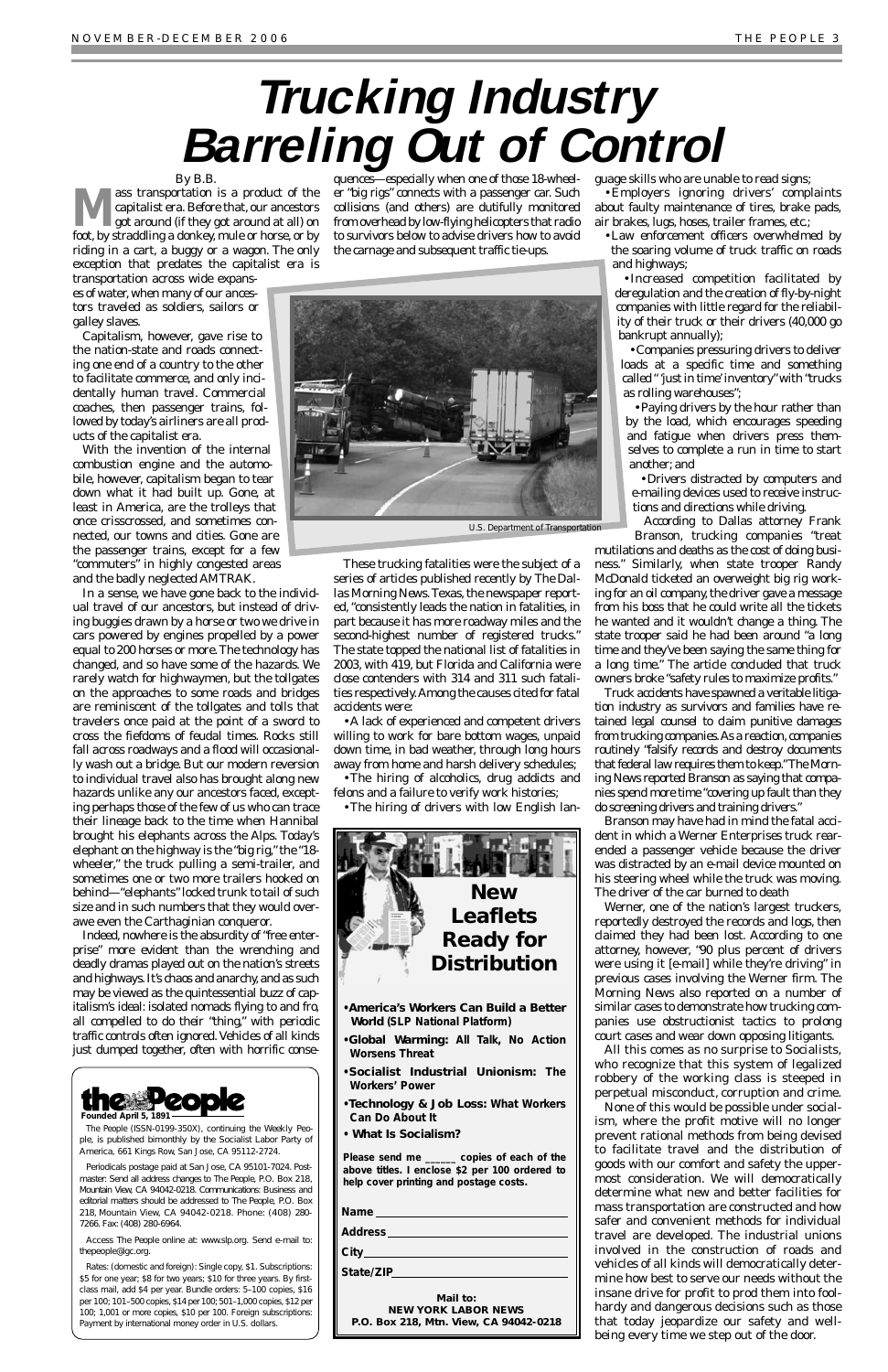# Trucking Industry Barreling Out of Control

By B.B.

Mass transportation is a product of the capitalist era. Before that, our ancestors got around (if they got around at all) on foot, by straddling a donkey, mule or horse, or by riding in a cart, a buggy or a wagon. The only exception that predates the capitalist era is transportation across wide expanses of water, when many of our ancestors traveled as soldiers, sailors or galley slaves.

Capitalism, however, gave rise to the nation-state and roads connecting one end of a country to the other to facilitate commerce, and only incidentally human travel. Commercial coaches, then passenger trains, followed by today's airliners are all products of the capitalist era.

With the invention of the internal combustion engine and the automobile, however, capitalism began to tear down what it had built up. Gone, at least in America, are the trolleys that once crisscrossed, and sometimes connected, our towns and cities. Gone are the passenger trains, except for a few "commuters" in highly congested areas and the badly neglected AMTRAK.

In a sense, we have gone back to the individual travel of our ancestors, but instead of driving buggies drawn by a horse or two we drive in cars powered by engines propelled by a power equal to 200 horses or more. The technology has changed, and so have some of the hazards. We rarely watch for highwaymen, but the tollgates on the approaches to some roads and bridges are reminiscent of the tollgates and tolls that travelers once paid at the point of a sword to cross the fiefdoms of feudal times. Rocks still fall across roadways and a flood will occasionally wash out a bridge. But our modern reversion to individual travel also has brought along new hazards unlike any our ancestors faced, excepting perhaps those of the few of us who can trace their lineage back to the time when Hannibal brought his elephants across the Alps. Today's elephant on the highway is the "big rig," the "18-wheeler," the truck pulling a semi-trailer, and sometimes one or two more trailers hooked on behind—"elephants" locked trunk to tail of such size and in such numbers that they would overawe even the Carthaginian conqueror.

Indeed, nowhere is the absurdity of "free enterprise" more evident than the wrenching and deadly dramas played out on the nation's streets and highways. It's chaos and anarchy, and as such may be viewed as the quintessential buzz of capitalism's ideal: isolated nomads flying to and fro, all compelled to do their "thing," with periodic traffic controls often ignored. Vehicles of all kinds just dumped together, often with horrific consequences—especially when one of those 18-wheeler "big rigs" connects with a passenger car. Such collisions (and others) are dutifully monitored from overhead by low-flying helicopters that radio to survivors below to advise drivers how to avoid the carnage and subsequent traffic tie-ups.

U.S. Department of Transportation

These trucking fatalities were the subject of a series of articles published recently by *The Dallas Morning News*. Texas, the newspaper reported, "consistently leads the nation in fatalities, in part because it has more roadway miles and the second-highest number of registered trucks." The state topped the national list of fatalities in 2003, with 419, but Florida and California were close contenders with 314 and 311 such fatalities respectively. Among the causes cited for fatal accidents were:

- A lack of experienced and competent drivers willing to work for bare bottom wages, unpaid down time, in bad weather, through long hours away from home and harsh delivery schedules;
- The hiring of alcoholics, drug addicts and felons and a failure to verify work histories;
- The hiring of drivers with low English language skills who are unable to read signs;
- Employers ignoring drivers' complaints about faulty maintenance of tires, brake pads, air brakes, lugs, hoses, trailer frames, etc.;
- Law enforcement officers overwhelmed by the soaring volume of truck traffic on roads and highways;
- Increased competition facilitated by deregulation and the creation of fly-by-night companies with little regard for the reliability of their truck or their drivers (40,000 go bankrupt annually);
- Companies pressuring drivers to deliver loads at a specific time and something called "'just in time' inventory" with "trucks as rolling warehouses";
- Paying drivers by the hour rather than by the load, which encourages speeding and fatigue when drivers press themselves to complete a run in time to start another; and
- Drivers distracted by computers and e-mailing devices used to receive instructions and directions while driving.

According to Dallas attorney Frank Branson, trucking companies "treat mutilations and deaths as the cost of doing business." Similarly, when state trooper Randy McDonald ticketed an overweight big rig working for an oil company, the driver gave a message from his boss that he could write all the tickets he wanted and it wouldn't change a thing. The state trooper said he had been around "a long time and they've been saying the same thing for a long time." The article concluded that truck owners broke "safety rules to maximize profits."

Truck accidents have spawned a veritable litigation industry as survivors and families have retained legal counsel to claim punitive damages from trucking companies. As a reaction, companies routinely "falsify records and destroy documents that federal law requires them to keep." The *Morning News* reported Branson as saying that companies spend more time "covering up fault than they do screening drivers and training drivers."

Branson may have had in mind the fatal accident in which a Werner Enterprises truck rear-ended a passenger vehicle because the driver was distracted by an e-mail device mounted on his steering wheel while the truck was moving. The driver of the car burned to death

Werner, one of the nation's largest truckers, reportedly destroyed the records and logs, then claimed they had been lost. According to one attorney, however, "90 plus percent of drivers were using it [e-mail] while they're driving" in previous cases involving the Werner firm. The *Morning News* also reported on a number of similar cases to demonstrate how trucking companies use obstructionist tactics to prolong court cases and wear down opposing litigants.

All this comes as no surprise to Socialists, who recognize that this system of legalized robbery of the working class is steeped in perpetual misconduct, corruption and crime.

None of this would be possible under socialism, where the profit motive will no longer prevent rational methods from being devised to facilitate travel and the distribution of goods with our comfort and safety the uppermost consideration. We will democratically determine what new and better facilities for mass transportation are constructed and how safer and convenient methods for individual travel are developed. The industrial unions involved in the construction of roads and vehicles of all kinds will democratically determine how best to serve our needs without the insane drive for profit to prod them into foolhardy and dangerous decisions such as those that today jeopardize our safety and well-being every time we step out of the door.

---

## New Leaflets Ready for Distribution

- **America's Workers Can Build a Better World** (SLP National Platform)
- **Global Warming:** All Talk, No Action Worsens Threat
- **Socialist Industrial Unionism:** The Workers' Power
- **Technology & Job Loss:** What Workers Can Do About It
- **What Is Socialism?**

**Please send me \_\_\_\_\_\_ copies of each of the above titles. I enclose $2 per 100 ordered to help cover printing and postage costs.**

Name \_\_\_\_\_\_\_\_\_\_\_\_\_\_\_\_\_\_\_\_\_\_\_\_

Address \_\_\_\_\_\_\_\_\_\_\_\_\_\_\_\_\_\_\_\_\_\_\_\_

City \_\_\_\_\_\_\_\_\_\_\_\_\_\_\_\_\_\_\_\_\_\_\_\_

State/ZIP \_\_\_\_\_\_\_\_\_\_\_\_\_\_\_\_\_\_\_\_\_\_\_\_

**Mail to:**
**NEW YORK LABOR NEWS**
**P.O. Box 218, Mtn. View, CA 94042-0218**

---

**the People**
Founded April 5, 1891

The People (ISSN-0199-350X), continuing the Weekly People, is published bimonthly by the Socialist Labor Party of America, 661 Kings Row, San Jose, CA 95112-2724.

Periodicals postage paid at San Jose, CA 95101-7024. Postmaster: Send all address changes to The People, P.O. Box 218, Mountain View, CA 94042-0218. Communications: Business and editorial matters should be addressed to The People, P.O. Box 218, Mountain View, CA 94042-0218. Phone: (408) 280-7266. Fax: (408) 280-6964.

Access The People online at: www.slp.org. Send e-mail to: thepeople@igc.org.

Rates: (domestic and foreign): Single copy, $1. Subscriptions: $5 for one year; $8 for two years; $10 for three years. By first-class mail, add $4 per year. Bundle orders: 5–100 copies, $16 per 100; 101–500 copies, $14 per 100; 501–1,000 copies, $12 per 100; 1,001 or more copies, $10 per 100. Foreign subscriptions: Payment by international money order in U.S. dollars.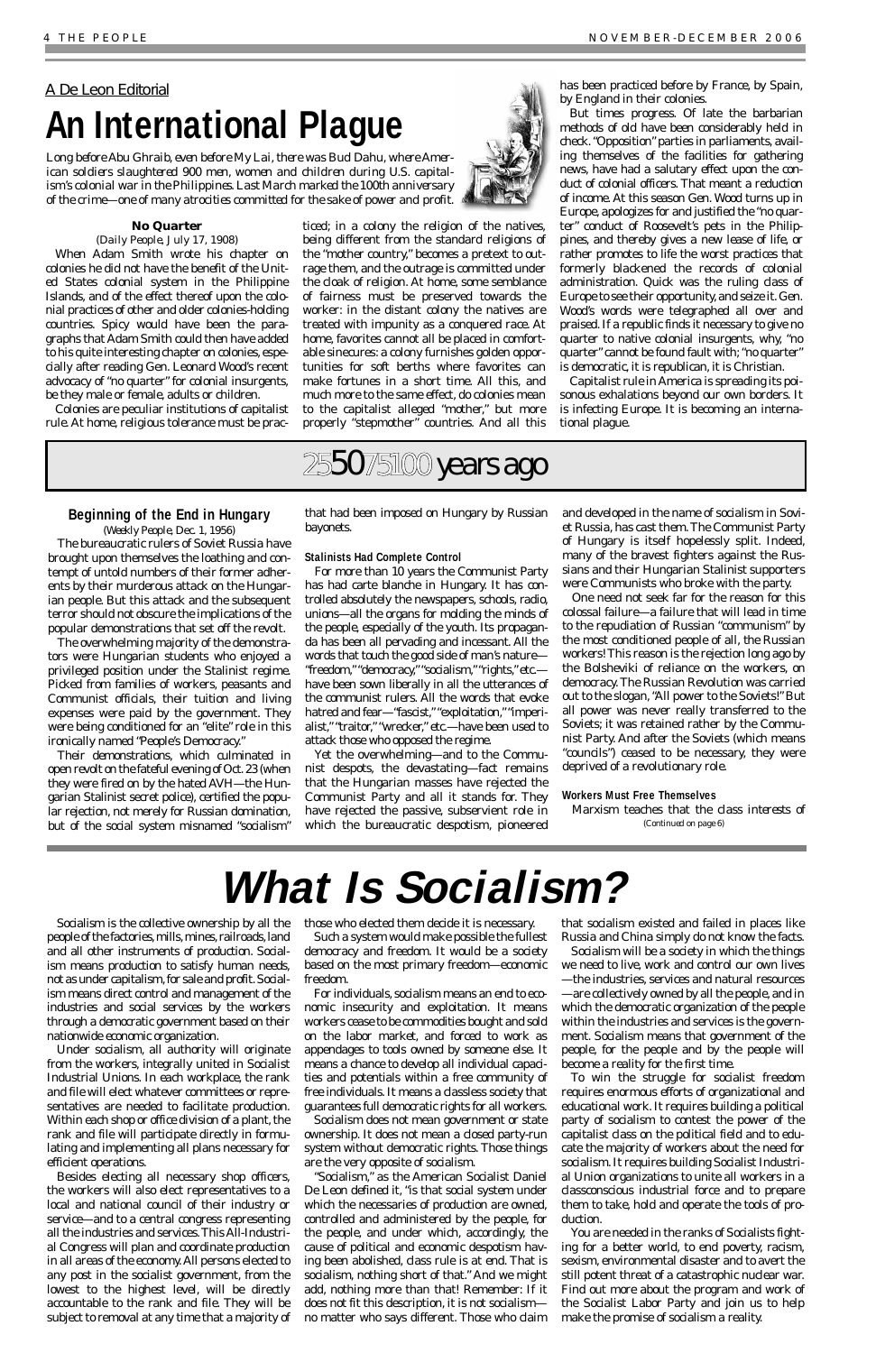A De Leon Editorial

# An International Plague

*Long before Abu Ghraib, even before My Lai, there was Bud Dahu, where American soldiers slaughtered 900 men, women and children during U.S. capitalism's colonial war in the Philippines. Last March marked the 100th anniversary of the crime—one of many atrocities committed for the sake of power and profit.*

### No Quarter

(*Daily People*, July 17, 1908)

When Adam Smith wrote his chapter on colonies he did not have the benefit of the United States colonial system in the Philippine Islands, and of the effect thereof upon the colonial practices of other and older colonies-holding countries. Spicy would have been the paragraphs that Adam Smith could then have added to his quite interesting chapter on colonies, especially after reading Gen. Leonard Wood's recent advocacy of "no quarter" for colonial insurgents, be they male or female, adults or children.

Colonies are peculiar institutions of capitalist rule. At home, religious tolerance must be practiced; in a colony the religion of the natives, being different from the standard religions of the "mother country," becomes a pretext to outrage them, and the outrage is committed under the cloak of religion. At home, some semblance of fairness must be preserved towards the worker: in the distant colony the natives are treated with impunity as a conquered race. At home, favorites cannot all be placed in comfortable sinecures: a colony furnishes golden opportunities for soft berths where favorites can make fortunes in a short time. All this, and much more to the same effect, do colonies mean to the capitalist alleged "mother," but more properly "stepmother" countries. And all this has been practiced before by France, by Spain, by England in their colonies.

But times progress. Of late the barbarian methods of old have been considerably held in check. "Opposition" parties in parliaments, availing themselves of the facilities for gathering news, have had a salutary effect upon the conduct of colonial officers. That meant a reduction of income. At this season Gen. Wood turns up in Europe, apologizes for and justified the "no quarter" conduct of Roosevelt's pets in the Philippines, and thereby gives a new lease of life, or rather promotes to life the worst practices that formerly blackened the records of colonial administration. Quick was the ruling class of Europe to see their opportunity, and seize it. Gen. Wood's words were telegraphed all over and praised. If a republic finds it necessary to give no quarter to native colonial insurgents, why, "no quarter" cannot be found fault with; "no quarter" is democratic, it is republican, it is Christian.

Capitalist rule in America is spreading its poisonous exhalations beyond our own borders. It is infecting Europe. It is becoming an international plague.

## 25 50 75 100 years ago

### Beginning of the End in Hungary

(*Weekly People*, Dec. 1, 1956)

The bureaucratic rulers of Soviet Russia have brought upon themselves the loathing and contempt of untold numbers of their former adherents by their murderous attack on the Hungarian people. But this attack and the subsequent terror should not obscure the implications of the popular demonstrations that set off the revolt.

The overwhelming majority of the demonstrators were Hungarian students who enjoyed a privileged position under the Stalinist regime. Picked from families of workers, peasants and Communist officials, their tuition and living expenses were paid by the government. They were being conditioned for an "elite" role in this ironically named "People's Democracy."

Their demonstrations, which culminated in open revolt on the fateful evening of Oct. 23 (when they were fired on by the hated AVH—the Hungarian Stalinist secret police), certified the popular rejection, not merely for Russian domination, but of the social system misnamed "socialism" that had been imposed on Hungary by Russian bayonets.

#### Stalinists Had Complete Control

For more than 10 years the Communist Party has had carte blanche in Hungary. It has controlled absolutely the newspapers, schools, radio, unions—all the organs for molding the minds of the people, especially of the youth. Its propaganda has been all pervading and incessant. All the words that touch the good side of man's nature—"freedom," "democracy," "socialism," "rights," etc.—have been sown liberally in all the utterances of the communist rulers. All the words that evoke hatred and fear—"fascist," "exploitation," "imperialist," "traitor," "wrecker," etc.—have been used to attack those who opposed the regime.

Yet the overwhelming—and to the Communist despots, the devastating—fact remains that the Hungarian masses have rejected the Communist Party and all it stands for. They have rejected the passive, subservient role in which the bureaucratic despotism, pioneered and developed in the name of socialism in Soviet Russia, has cast them. The Communist Party of Hungary is itself hopelessly split. Indeed, many of the bravest fighters against the Russians and their Hungarian Stalinist supporters were Communists who broke with the party.

One need not seek far for the reason for this colossal failure—a failure that will lead in time to the repudiation of Russian "communism" by the most conditioned people of all, the Russian workers! This reason is the rejection long ago by the Bolsheviki of reliance on the workers, on democracy. The Russian Revolution was carried out to the slogan, "All power to the Soviets!" But all power was never really transferred to the Soviets; it was retained rather by the Communist Party. And after the Soviets (which means "councils") ceased to be necessary, they were deprived of a revolutionary role.

#### Workers Must Free Themselves

Marxism teaches that the class interests of

(Continued on page 6)

# What Is Socialism?

Socialism is the collective ownership by all the people of the factories, mills, mines, railroads, land and all other instruments of production. Socialism means production to satisfy human needs, not as under capitalism, for sale and profit. Socialism means direct control and management of the industries and social services by the workers through a democratic government based on their nationwide economic organization.

Under socialism, all authority will originate from the workers, integrally united in Socialist Industrial Unions. In each workplace, the rank and file will elect whatever committees or representatives are needed to facilitate production. Within each shop or office division of a plant, the rank and file will participate directly in formulating and implementing all plans necessary for efficient operations.

Besides electing all necessary shop officers, the workers will also elect representatives to a local and national council of their industry or service—and to a central congress representing all the industries and services. This All-Industrial Congress will plan and coordinate production in all areas of the economy. All persons elected to any post in the socialist government, from the lowest to the highest level, will be directly accountable to the rank and file. They will be subject to removal at any time that a majority of those who elected them decide it is necessary.

Such a system would make possible the fullest democracy and freedom. It would be a society based on the most primary freedom—economic freedom.

For individuals, socialism means an end to economic insecurity and exploitation. It means workers cease to be commodities bought and sold on the labor market, and forced to work as appendages to tools owned by someone else. It means a chance to develop all individual capacities and potentials within a free community of free individuals. It means a classless society that guarantees full democratic rights for all workers.

Socialism does not mean government or state ownership. It does not mean a closed party-run system without democratic rights. Those things are the very opposite of socialism.

"Socialism," as the American Socialist Daniel De Leon defined it, "is that social system under which the necessaries of production are owned, controlled and administered by the people, for the people, and under which, accordingly, the cause of political and economic despotism having been abolished, class rule is at end. That is socialism, nothing short of that." And we might add, nothing more than that! Remember: If it does not fit this description, it is not socialism—no matter who says different. Those who claim that socialism existed and failed in places like Russia and China simply do not know the facts.

Socialism will be a society in which the things we need to live, work and control our own lives—the industries, services and natural resources—are collectively owned by all the people, and in which the democratic organization of the people within the industries and services is the government. Socialism means that government of the people, for the people and by the people will become a reality for the first time.

To win the struggle for socialist freedom requires enormous efforts of organizational and educational work. It requires building a political party of socialism to contest the power of the capitalist class on the political field and to educate the majority of workers about the need for socialism. It requires building Socialist Industrial Union organizations to unite all workers in a classconscious industrial force and to prepare them to take, hold and operate the tools of production.

You are needed in the ranks of Socialists fighting for a better world, to end poverty, racism, sexism, environmental disaster and to avert the still potent threat of a catastrophic nuclear war. Find out more about the program and work of the Socialist Labor Party and join us to help make the promise of socialism a reality.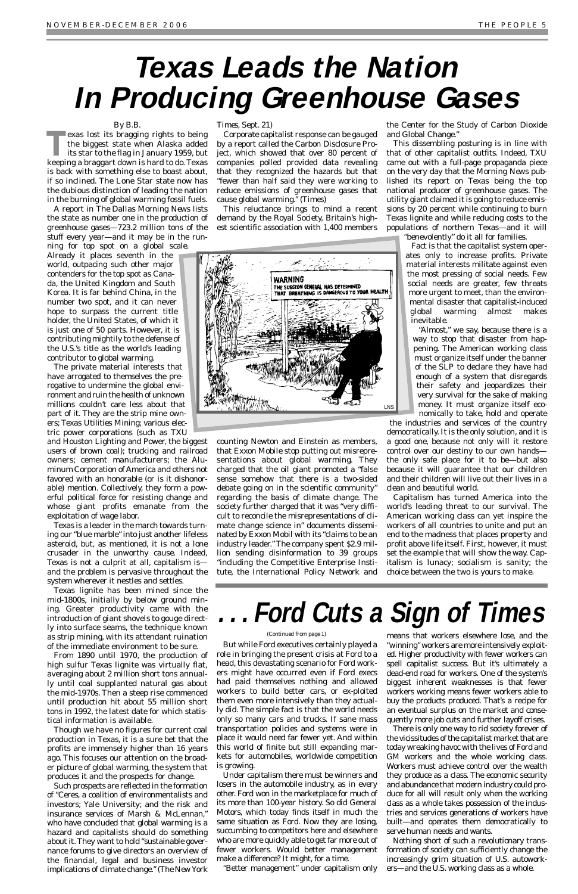# Texas Leads the Nation In Producing Greenhouse Gases

By B.B.

Texas lost its bragging rights to being the biggest state when Alaska added its star to the flag in January 1959, but keeping a braggart down is hard to do. Texas is back with something else to boast about, if so inclined. The Lone Star state now has the dubious distinction of leading the nation in the burning of global warming fossil fuels.

A report in The Dallas Morning News lists the state as number one in the production of greenhouse gases—723.2 million tons of the stuff every year—and it may be in the running for top spot on a global scale. Already it places seventh in the world, outpacing such other major contenders for the top spot as Canada, the United Kingdom and South Korea. It is far behind China, in the number two spot, and it can never hope to surpass the current title holder, the United States, of which it is just one of 50 parts. However, it is contributing mightily to the defense of the U.S.'s title as the world's leading contributor to global warming.

The private material interests that have arrogated to themselves the prerogative to undermine the global environment and ruin the health of unknown millions couldn't care less about that part of it. They are the strip mine owners; Texas Utilities Mining; various electric power corporations (such as TXU and Houston Lighting and Power, the biggest users of brown coal); trucking and railroad owners; cement manufacturers; the Aluminum Corporation of America and others not favored with an honorable (or is it dishonorable) mention. Collectively, they form a powerful political force for resisting change and whose giant profits emanate from the exploitation of wage labor.

Texas is a leader in the march towards turning our "blue marble" into just another lifeless asteroid, but, as mentioned, it is not a lone crusader in the unworthy cause. Indeed, Texas is not a culprit at all, capitalism is—and the problem is pervasive throughout the system wherever it nestles and settles.

Texas lignite has been mined since the mid-1800s, initially by below ground mining. Greater productivity came with the introduction of giant shovels to gouge directly into surface seams, the technique known as strip mining, with its attendant ruination of the immediate environment to be sure.

From 1890 until 1970, the production of high sulfur Texas lignite was virtually flat, averaging about 2 million short tons annually until coal supplanted natural gas about the mid-1970s. Then a steep rise commenced until production hit about 55 million short tons in 1992, the latest date for which statistical information is available.

Though we have no figures for current coal production in Texas, it is a sure bet that the profits are immensely higher than 16 years ago. This focuses our attention on the broader picture of global warming, the system that produces it and the prospects for change.

Such prospects are reflected in the formation of "Ceres, a coalition of environmentalists and investors; Yale University; and the risk and insurance services of Marsh & McLennan," who have concluded that global warming is a hazard and capitalists should do something about it. They want to hold "sustainable governance forums to give directors an overview of the financial, legal and business investor implications of climate change." (The New York Times, Sept. 21)

Corporate capitalist response can be gauged by a report called the Carbon Disclosure Project, which showed that over 80 percent of companies polled provided data revealing that they recognized the hazards but that "fewer than half said they were working to reduce emissions of greenhouse gases that cause global warming." (Times)

This reluctance brings to mind a recent demand by the Royal Society, Britain's highest scientific association with 1,400 members counting Newton and Einstein as members, that Exxon Mobile stop putting out misrepresentations about global warming. They charged that the oil giant promoted a "false sense somehow that there is a two-sided debate going on in the scientific community" regarding the basis of climate change. The society further charged that it was "very difficult to reconcile the misrepresentations of climate change science in" documents disseminated by Exxon Mobil with its "claims to be an industry leader." The company spent \$2.9 million sending disinformation to 39 groups "including the Competitive Enterprise Institute, the International Policy Network and the Center for the Study of Carbon Dioxide and Global Change."

This dissembling posturing is in line with that of other capitalist outfits. Indeed, TXU came out with a full-page propaganda piece on the very day that the Morning News published its report on Texas being the top national producer of greenhouse gases. The utility giant claimed it is going to reduce emissions by 20 percent while continuing to burn Texas lignite and while reducing costs to the populations of northern Texas—and it will "benevolently" do it all for families.

Fact is that the capitalist system operates only to increase profits. Private material interests militate against even the most pressing of social needs. Few social needs are greater, few threats more urgent to meet, than the environmental disaster that capitalist-induced global warming almost makes inevitable.

"Almost," we say, because there is a way to stop that disaster from happening. The American working class must organize itself under the banner of the SLP to declare they have had enough of a system that disregards their safety and jeopardizes their very survival for the sake of making money. It must organize itself economically to take, hold and operate the industries and services of the country democratically. It is the only solution, and it is a good one, because not only will it restore control over our destiny to our own hands—the only safe place for it to be—but also because it will guarantee that our children and their children will live out their lives in a clean and beautiful world.

Capitalism has turned America into the world's leading threat to our survival. The American working class can yet inspire the workers of all countries to unite and put an end to the madness that places property and profit above life itself. First, however, it must set the example that will show the way. Capitalism is lunacy; socialism is sanity; the choice between the two is yours to make.

# . . . Ford Cuts a Sign of Times

(Continued from page 1)

But while Ford executives certainly played a role in bringing the present crisis at Ford to a head, this devastating scenario for Ford workers might have occurred even if Ford execs had paid themselves nothing and allowed workers to build better cars, or exploited them even more intensively than they actually did. The simple fact is that the world needs only so many cars and trucks. If sane mass transportation policies and systems were in place it would need far fewer yet. And within this world of finite but still expanding markets for automobiles, worldwide competition is growing.

Under capitalism there must be winners and losers in the automobile industry, as in every other. Ford won in the marketplace for much of its more than 100-year history. So did General Motors, which today finds itself in much the same situation as Ford. Now they are losing, succumbing to competitors here and elsewhere who are more quickly able to get far more out of fewer workers. Would better management make a difference? It might, for a time.

"Better management" under capitalism only means that workers elsewhere lose, and the "winning" workers are more intensively exploited. Higher productivity with fewer workers can spell capitalist success. But it's ultimately a dead-end road for workers. One of the system's biggest inherent weaknesses is that fewer workers working means fewer workers able to buy the products produced. That's a recipe for an eventual surplus on the market and consequently more job cuts and further layoff crises.

There is only one way to rid society forever of the vicissitudes of the capitalist market that are today wreaking havoc with the lives of Ford and GM workers and the whole working class. Workers must achieve control over the wealth they produce as a class. The economic security and abundance that modern industry could produce for all will result only when the working class as a whole takes possession of the industries and services generations of workers have built—and operates them democratically to serve human needs and wants.

Nothing short of such a revolutionary transformation of society can sufficiently change the increasingly grim situation of U.S. autoworkers—and the U.S. working class as a whole.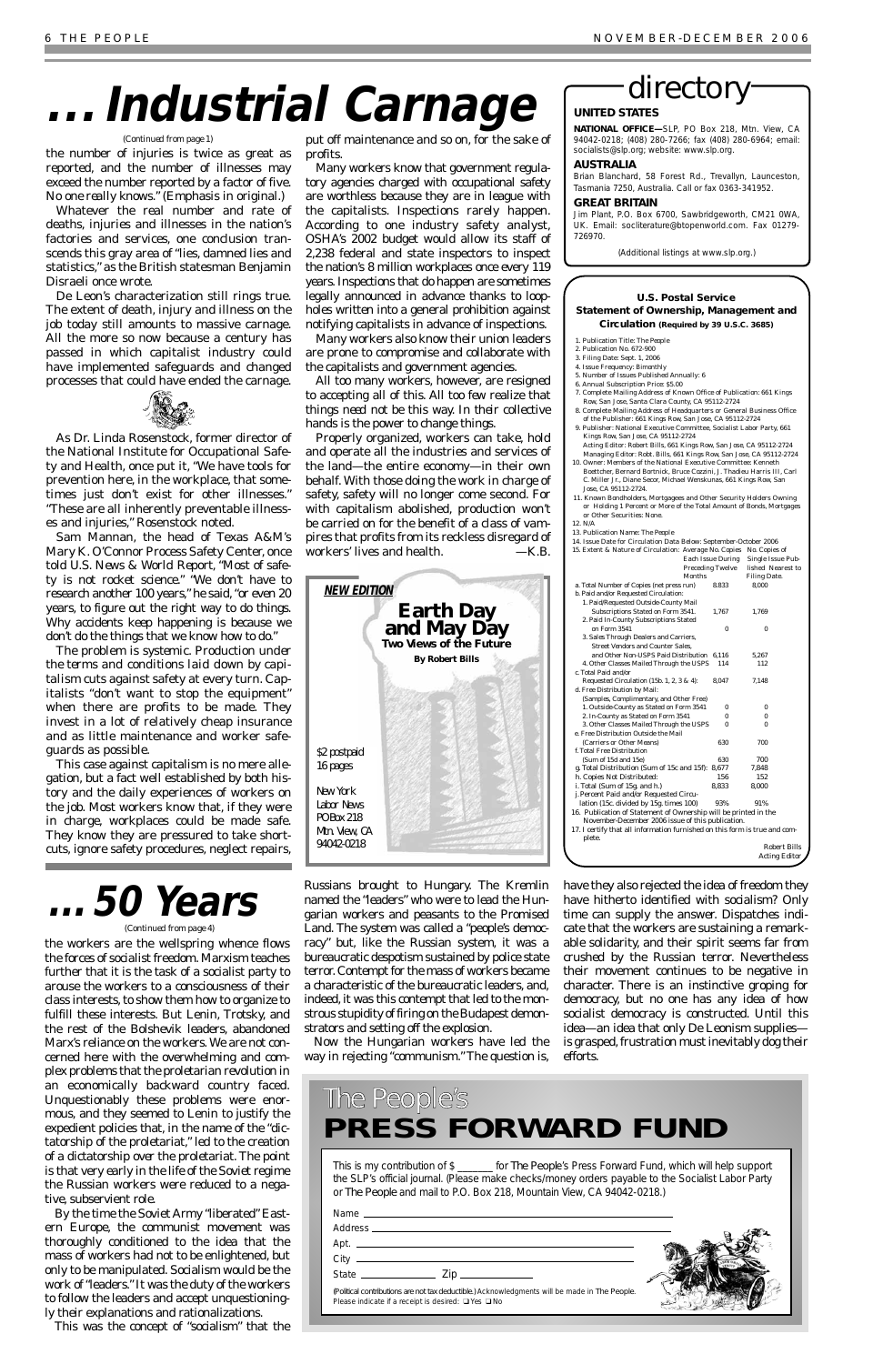# ... Industrial Carnage

(Continued from page 1)

the number of injuries is twice as great as reported, and the number of illnesses may exceed the number reported by a factor of five. No one really knows." (Emphasis in original.)

Whatever the real number and rate of deaths, injuries and illnesses in the nation's factories and services, one conclusion transcends this gray area of "lies, damned lies and statistics," as the British statesman Benjamin Disraeli once wrote.

De Leon's characterization still rings true. The extent of death, injury and illness on the job today still amounts to massive carnage. All the more so now because a century has passed in which capitalist industry could have implemented safeguards and changed processes that could have ended the carnage.

As Dr. Linda Rosenstock, former director of the National Institute for Occupational Safety and Health, once put it, "We have tools for prevention here, in the workplace, that sometimes just don't exist for other illnesses." "These are all inherently preventable illnesses and injuries," Rosenstock noted.

Sam Mannan, the head of Texas A&M's Mary K. O'Connor Process Safety Center, once told U.S. News & World Report, "Most of safety is not rocket science." "We don't have to research another 100 years," he said, "or even 20 years, to figure out the right way to do things. Why accidents keep happening is because we don't do the things that we know how to do."

The problem is systemic. Production under the terms and conditions laid down by capitalism cuts against safety at every turn. Capitalists "don't want to stop the equipment" when there are profits to be made. They invest in a lot of relatively cheap insurance and as little maintenance and worker safeguards as possible.

This case against capitalism is no mere allegation, but a fact well established by both history and the daily experiences of workers on the job. Most workers know that, if they were in charge, workplaces could be made safe. They know they are pressured to take shortcuts, ignore safety procedures, neglect repairs, put off maintenance and so on, for the sake of profits.

Many workers know that government regulatory agencies charged with occupational safety are worthless because they are in league with the capitalists. Inspections rarely happen. According to one industry safety analyst, OSHA's 2002 budget would allow its staff of 2,238 federal and state inspectors to inspect the nation's 8 million workplaces once every 119 years. Inspections that do happen are sometimes legally announced in advance thanks to loopholes written into a general prohibition against notifying capitalists in advance of inspections.

Many workers also know their union leaders are prone to compromise and collaborate with the capitalists and government agencies.

All too many workers, however, are resigned to accepting all of this. All too few realize that things need not be this way. In their collective hands is the power to change things.

Properly organized, workers can take, hold and operate all the industries and services of the land—the entire economy—in their own behalf. With those doing the work in charge of safety, safety will no longer come second. For with capitalism abolished, production won't be carried on for the benefit of a class of vampires that profits from its reckless disregard of workers' lives and health. —K.B.

**NEW EDITION**

**Earth Day and May Day**
**Two Views of the Future**
**By Robert Bills**

$2 postpaid
16 pages

New York Labor News
PO Box 218
Mtn. View, CA 94042-0218

# directory

**UNITED STATES**

**NATIONAL OFFICE—**SLP, PO Box 218, Mtn. View, CA 94042-0218; (408) 280-7266; fax (408) 280-6964; email: socialists@slp.org; website: www.slp.org.

**AUSTRALIA**

Brian Blanchard, 58 Forest Rd., Trevallyn, Launceston, Tasmania 7250, Australia. Call or fax 0363-341952.

**GREAT BRITAIN**

Jim Plant, P.O. Box 6700, Sawbridgeworth, CM21 0WA, UK. Email: socliterature@btopenworld.com. Fax 01279-726970.

(Additional listings at www.slp.org.)

**U.S. Postal Service Statement of Ownership, Management and Circulation (Required by 39 U.S.C. 3685)**

1. Publication Title: The People
2. Publication No. 672-900
3. Filing Date: Sept. 1, 2006
4. Issue Frequency: Bimonthly
5. Number of Issues Published Annually: 6
6. Annual Subscription Price $5.00
7. Complete Mailing Address of Known Office of Publication: 661 Kings Row, San Jose, Santa Clara County, CA 95112-2724
8. Complete Mailing Address of Headquarters or General Business Office of the Publisher: 661 Kings Row, San Jose, CA 95112-2724
9. Publisher: National Executive Committee, Socialist Labor Party, 661 Kings Row, San Jose, CA 95112-2724
   Acting Editor: Robert Bills, 661 Kings Row, San Jose, CA 95112-2724
   Managing Editor: Robt. Bills, 661 Kings Row, San Jose, CA 95112-2724
10. Owner: Members of the National Executive Committee: Kenneth Boettcher, Bernard Bortnick, Bruce Cozzini, J. Thadeu Harris III, Carl C. Miller Jr., Diane Secor, Michael Wenskunas, 661 Kings Row, San Jose, CA 95112-2724.
11. Known Bondholders, Mortgagees and Other Security Holders Owning or Holding 1 Percent or More of the Total Amount of Bonds, Mortgages or Other Securities: None.
12. N/A
13. Publication Name: The People
14. Issue Date for Circulation Data Below: September-October 2006
15. Extent & Nature of Circulation:

| | Average No. Copies Each Issue During Preceding Twelve Months | No. Copies of Single Issue Published Nearest to Filing Date. |
|---|---|---|
| a. Total Number of Copies (net press run) | 8,833 | 8,000 |
| b. Paid and/or Requested Circulation: | | |
| 1. Paid/Requested Outside-County Mail Subscriptions Stated on Form 3541. | 1,767 | 1,769 |
| 2. Paid In-County Subscriptions Stated on Form 3541 | 0 | 0 |
| 3. Sales Through Dealers and Carriers, Street Vendors and Counter Sales, and Other Non-USPS Paid Distribution | 6,116 | 5,267 |
| 4. Other Classes Mailed Through the USPS | 114 | 112 |
| c. Total Paid and/or Requested Circulation (15b. 1, 2, 3 & 4): | 8,047 | 7,148 |
| d. Free Distribution by Mail: (Samples, Complimentary, and Other Free) | | |
| 1. Outside-County as Stated on Form 3541 | 0 | 0 |
| 2. In-County as Stated on Form 3541 | 0 | 0 |
| 3. Other Classes Mailed Through the USPS | 0 | 0 |
| e. Free Distribution Outside the Mail (Carriers or Other Means) | 630 | 700 |
| f. Total Free Distribution (Sum of 15d and 15e) | 630 | 700 |
| g. Total Distribution (Sum of 15c and 15f): | 8,677 | 7,848 |
| h. Copies Not Distributed: | 156 | 152 |
| i. Total (Sum of 15g. and h.) | 8,833 | 8,000 |
| j. Percent Paid and/or Requested Circulation (15c. divided by 15g. times 100) | 93% | 91% |

16. Publication of Statement of Ownership will be printed in the November-December 2006 issue of this publication.
17. I certify that all information furnished on this form is true and complete.

Robert Bills
Acting Editor

# ... 50 Years

(Continued from page 4)

the workers are the wellspring whence flows the forces of socialist freedom. Marxism teaches further that it is the task of a socialist party to arouse the workers to a consciousness of their class interests, to show them how to organize to fulfill these interests. But Lenin, Trotsky, and the rest of the Bolshevik leaders, abandoned Marx's reliance on the workers. We are not concerned here with the overwhelming and complex problems that the proletarian revolution in an economically backward country faced. Unquestionably these problems were enormous, and they seemed to Lenin to justify the expedient policies that, in the name of the "dictatorship of the proletariat," led to the creation of a dictatorship over the proletariat. The point is that very early in the life of the Soviet regime the Russian workers were reduced to a negative, subservient role.

By the time the Soviet Army "liberated" Eastern Europe, the communist movement was thoroughly conditioned to the idea that the mass of workers had not to be enlightened, but only to be manipulated. Socialism would be the work of "leaders." It was the duty of the workers to follow the leaders and accept unquestioningly their explanations and rationalizations.

This was the concept of "socialism" that the Russians brought to Hungary. The Kremlin named the "leaders" who were to lead the Hungarian workers and peasants to the Promised Land. The system was called a "people's democracy" but, like the Russian system, it was a bureaucratic despotism sustained by police state terror. Contempt for the mass of workers became a characteristic of the bureaucratic leaders, and, indeed, it was this contempt that led to the monstrous stupidity of firing on the Budapest demonstrators and setting off the explosion.

Now the Hungarian workers have led the way in rejecting "communism." The question is, have they also rejected the idea of freedom they have hitherto identified with socialism? Only time can supply the answer. Dispatches indicate that the workers are sustaining a remarkable solidarity, and their spirit seems far from crushed by the Russian terror. Nevertheless their movement continues to be negative in character. There is an instinctive groping for democracy, but no one has any idea of how socialist democracy is constructed. Until this idea—an idea that only De Leonism supplies—is grasped, frustration must inevitably dog their efforts.

# The People's PRESS FORWARD FUND

This is my contribution of $ _______ for *The People*'s Press Forward Fund, which will help support the SLP's official journal. (Please make checks/money orders payable to the Socialist Labor Party or *The People* and mail to P.O. Box 218, Mountain View, CA 94042-0218.)

Name ______________________

Address ______________________

Apt. ______________________

City ______________________

State __________ Zip __________

(Political contributions are not tax deductible.) Acknowledgments will be made in *The People*. Please indicate if a receipt is desired: ❑ Yes ❑ No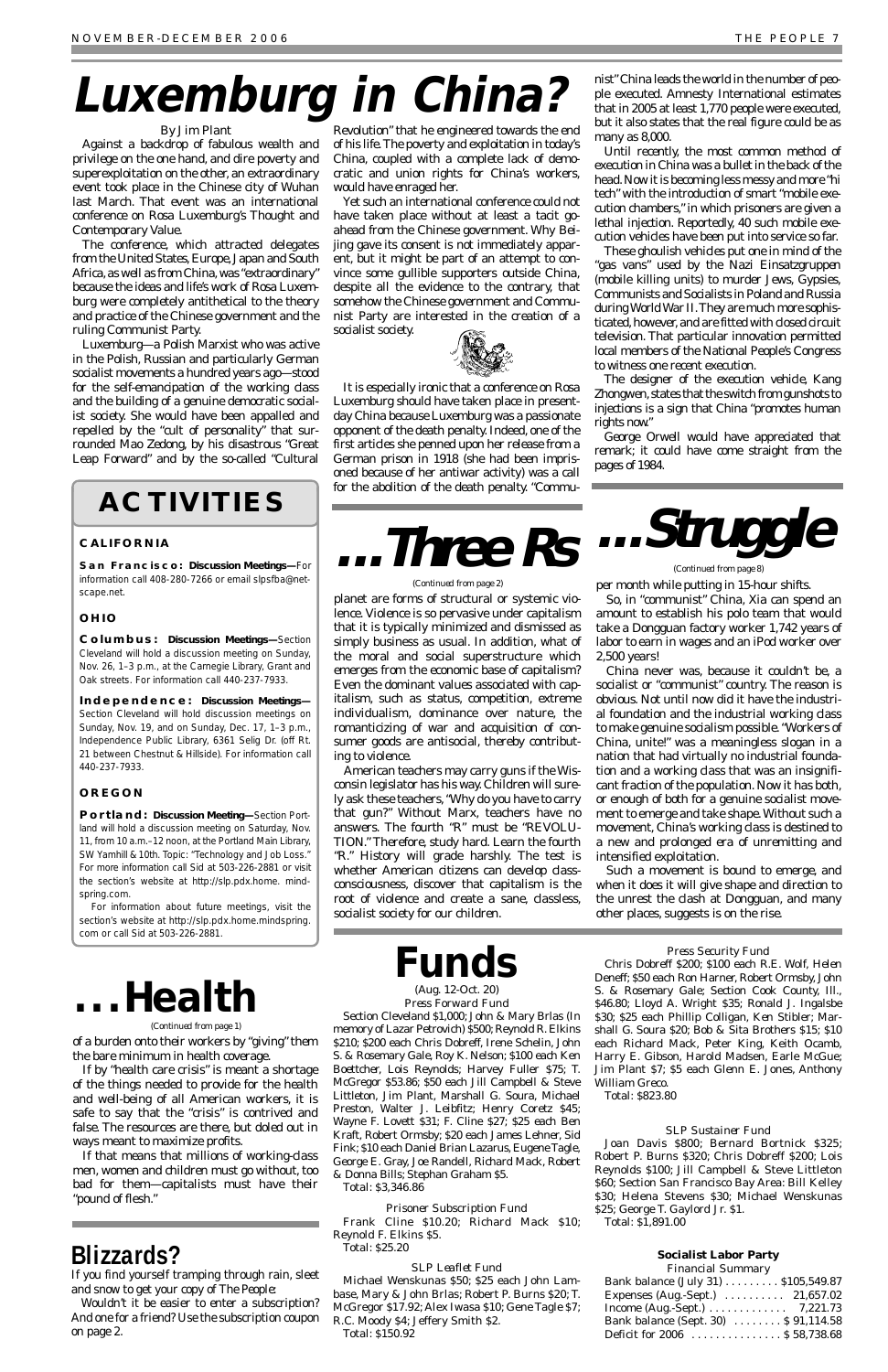# Luxemburg in China?

By Jim Plant

Against a backdrop of fabulous wealth and privilege on the one hand, and dire poverty and superexploitation on the other, an extraordinary event took place in the Chinese city of Wuhan last March. That event was an international conference on Rosa Luxemburg's Thought and Contemporary Value.

The conference, which attracted delegates from the United States, Europe, Japan and South Africa, as well as from China, was "extraordinary" because the ideas and life's work of Rosa Luxemburg were completely antithetical to the theory and practice of the Chinese government and the ruling Communist Party.

Luxemburg—a Polish Marxist who was active in the Polish, Russian and particularly German socialist movements a hundred years ago—stood for the self-emancipation of the working class and the building of a genuine democratic socialist society. She would have been appalled and repelled by the "cult of personality" that surrounded Mao Zedong, by his disastrous "Great Leap Forward" and by the so-called "Cultural Revolution" that he engineered towards the end of his life. The poverty and exploitation in today's China, coupled with a complete lack of democratic and union rights for China's workers, would have enraged her.

Yet such an international conference could not have taken place without at least a tacit go-ahead from the Chinese government. Why Beijing gave its consent is not immediately apparent, but it might be part of an attempt to convince some gullible supporters outside China, despite all the evidence to the contrary, that somehow the Chinese government and Communist Party are interested in the creation of a socialist society.

It is especially ironic that a conference on Rosa Luxemburg should have taken place in present-day China because Luxemburg was a passionate opponent of the death penalty. Indeed, one of the first articles she penned upon her release from a German prison in 1918 (she had been imprisoned because of her antiwar activity) was a call for the abolition of the death penalty. "Communist" China leads the world in the number of people executed. Amnesty International estimates that in 2005 at least 1,770 people were executed, but it also states that the real figure could be as many as 8,000.

Until recently, the most common method of execution in China was a bullet in the back of the head. Now it is becoming less messy and more "hi tech" with the introduction of smart "mobile execution chambers," in which prisoners are given a lethal injection. Reportedly, 40 such mobile execution vehicles have been put into service so far.

These ghoulish vehicles put one in mind of the "gas vans" used by the Nazi Einsatzgruppen (mobile killing units) to murder Jews, Gypsies, Communists and Socialists in Poland and Russia during World War II. They are much more sophisticated, however, and are fitted with closed circuit television. That particular innovation permitted local members of the National People's Congress to witness one recent execution.

The designer of the execution vehicle, Kang Zhongwen, states that the switch from gunshots to injections is a sign that China "promotes human rights now."

George Orwell would have appreciated that remark; it could have come straight from the pages of 1984.

## ACTIVITIES

### CALIFORNIA

**San Francisco: Discussion Meetings—**For information call 408-280-7266 or email slpsfba@netscape.net.

### OHIO

**Columbus: Discussion Meetings—**Section Cleveland will hold a discussion meeting on Sunday, Nov. 26, 1–3 p.m., at the Carnegie Library, Grant and Oak streets. For information call 440-237-7933.

**Independence: Discussion Meetings—**Section Cleveland will hold discussion meetings on Sunday, Nov. 19, and on Sunday, Dec. 17, 1–3 p.m., Independence Public Library, 6361 Selig Dr. (off Rt. 21 between Chestnut & Hillside). For information call 440-237-7933.

### OREGON

**Portland: Discussion Meeting—**Section Portland will hold a discussion meeting on Saturday, Nov. 11, from 10 a.m.–12 noon, at the Portland Main Library, SW Yamhill & 10th. Topic: "Technology and Job Loss." For more information call Sid at 503-226-2881 or visit the section's website at http://slp.pdx.home.mindspring.com.

For information about future meetings, visit the section's website at http://slp.pdx.home.mindspring.com or call Sid at 503-226-2881.

# ...Three Rs

(Continued from page 2)

planet are forms of structural or systemic violence. Violence is so pervasive under capitalism that it is typically minimized and dismissed as simply business as usual. In addition, what of the moral and social superstructure which emerges from the economic base of capitalism? Even the dominant values associated with capitalism, such as status, competition, extreme individualism, dominance over nature, the romanticizing of war and acquisition of consumer goods are antisocial, thereby contributing to violence.

American teachers may carry guns if the Wisconsin legislator has his way. Children will surely ask these teachers, "Why do you have to carry that gun?" Without Marx, teachers have no answers. The fourth "R" must be "REVOLUTION." Therefore, study hard. Learn the fourth "R." History will grade harshly. The test is whether American citizens can develop class-consciousness, discover that capitalism is the root of violence and create a sane, classless, socialist society for our children.

# ...Struggle

(Continued from page 8)

per month while putting in 15-hour shifts.

So, in "communist" China, Xia can spend an amount to establish his polo team that would take a Dongguan factory worker 1,742 years of labor to earn in wages and an iPod worker over 2,500 years!

China never was, because it couldn't be, a socialist or "communist" country. The reason is obvious. Not until now did it have the industrial foundation and the industrial working class to make genuine socialism possible. "Workers of China, unite!" was a meaningless slogan in a nation that had virtually no industrial foundation and a working class that was an insignificant fraction of the population. Now it has both, or enough of both for a genuine socialist movement to emerge and take shape. Without such a movement, China's working class is destined to a new and prolonged era of unremitting and intensified exploitation.

Such a movement is bound to emerge, and when it does it will give shape and direction to the unrest the clash at Dongguan, and many other places, suggests is on the rise.

# ...Health

(Continued from page 1)

of a burden onto their workers by "giving" them the bare minimum in health coverage.

If by "health care crisis" is meant a shortage of the things needed to provide for the health and well-being of all American workers, it is safe to say that the "crisis" is contrived and false. The resources are there, but doled out in ways meant to maximize profits.

If that means that millions of working-class men, women and children must go without, too bad for them—capitalists must have their "pound of flesh."

## Blizzards?

If you find yourself tramping through rain, sleet and snow to get your copy of *The People*:

Wouldn't it be easier to enter a subscription? And one for a friend? Use the subscription coupon on page 2.

# Funds

(Aug. 12-Oct. 20)

*Press Forward Fund*

Section Cleveland $1,000; John & Mary Brlas (In memory of Lazar Petrovich) $500; Reynold R. Elkins $210; $200 each Chris Dobreff, Irene Schelin, John S. & Rosemary Gale, Roy K. Nelson; $100 each Ken Boettcher, Lois Reynolds; Harvey Fuller $75; T. McGregor $53.86; $50 each Jill Campbell & Steve Littleton, Jim Plant, Marshall G. Soura, Michael Preston, Walter J. Leibfitz; Henry Coretz $45; Wayne F. Lovett $31; F. Cline $27; $25 each Ben Kraft, Robert Ormsby; $20 each James Lehner, Sid Fink; $10 each Daniel Brian Lazarus, Eugene Tagle, George E. Gray, Joe Randell, Richard Mack, Robert & Donna Bills; Stephan Graham $5.

Total: $3,346.86

*Prisoner Subscription Fund*

Frank Cline $10.20; Richard Mack $10; Reynold F. Elkins $5.

Total: $25.20

*SLP Leaflet Fund*

Michael Wenskunas $50; $25 each John Lambase, Mary & John Brlas; Robert P. Burns $20; T. McGregor $17.92; Alex Iwasa $10; Gene Tagle $7; R.C. Moody $4; Jeffery Smith $2.

Total: $150.92

*Press Security Fund*

Chris Dobreff $200; $100 each R.E. Wolf, Helen Deneff; $50 each Ron Harner, Robert Ormsby, John S. & Rosemary Gale; Section Cook County, Ill., $46.80; Lloyd A. Wright $35; Ronald J. Ingalsbe $30; $25 each Phillip Colligan, Ken Stibler; Marshall G. Soura $20; Bob & Sita Brothers $15; $10 each Richard Mack, Peter King, Keith Ocamb, Harry E. Gibson, Harold Madsen, Earle McGue; Jim Plant $7; $5 each Glenn E. Jones, Anthony William Greco.

Total: $823.80

*SLP Sustainer Fund*

Joan Davis $800; Bernard Bortnick $325; Robert P. Burns $320; Chris Dobreff $200; Lois Reynolds $100; Jill Campbell & Steve Littleton $60; Section San Francisco Bay Area: Bill Kelley $30; Helena Stevens $30; Michael Wenskunas $25; George T. Gaylord Jr. $1.

Total: $1,891.00

**Socialist Labor Party**

*Financial Summary*

| | |
|---|---|
| Bank balance (July 31) | $105,549.87 |
| Expenses (Aug.-Sept.) | 21,657.02 |
| Income (Aug.-Sept.) | 7,221.73 |
| Bank balance (Sept. 30) | $ 91,114.58 |
| Deficit for 2006 | $ 58,738.68 |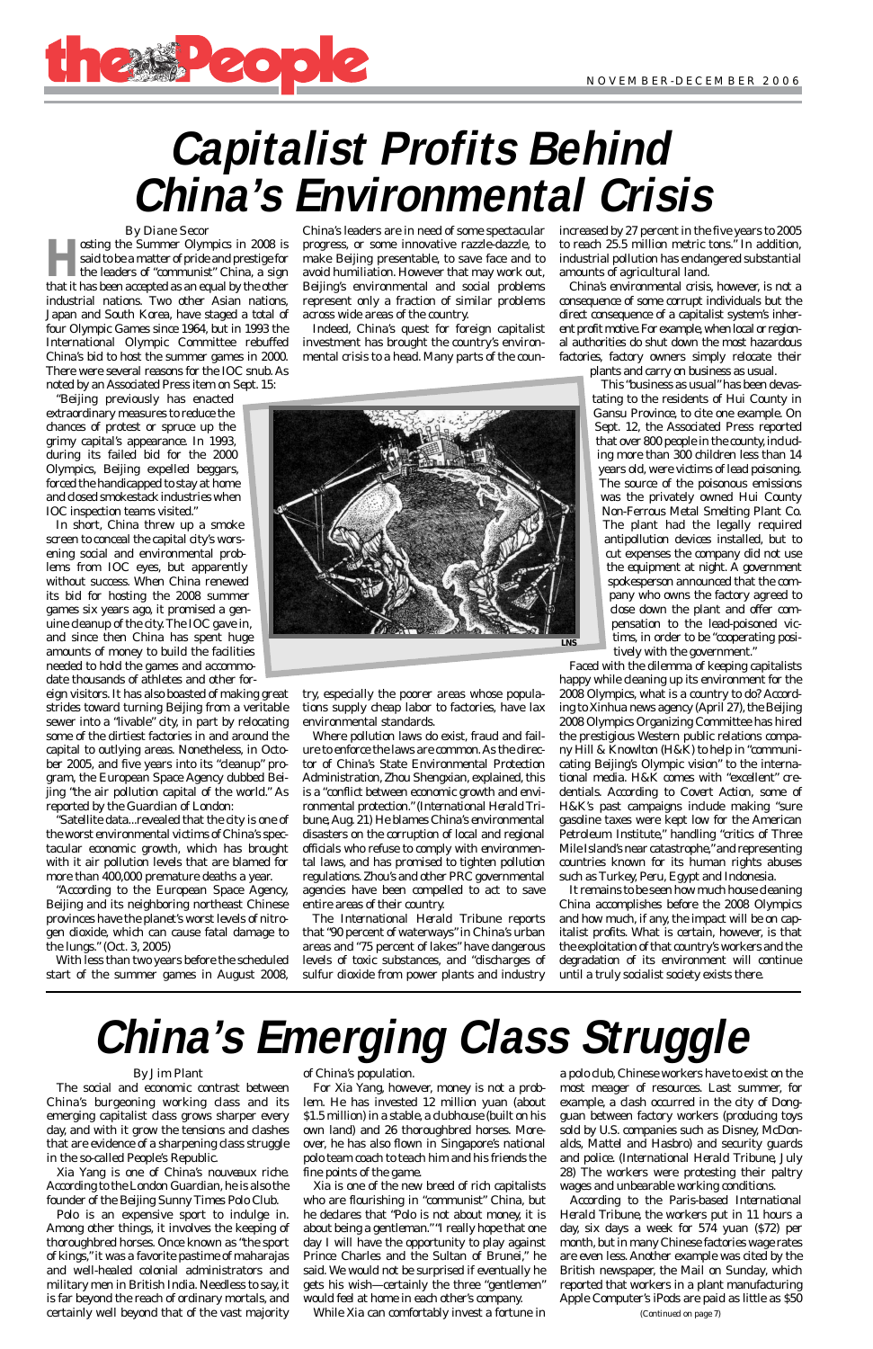# Capitalist Profits Behind China's Environmental Crisis

By Diane Secor

Hosting the Summer Olympics in 2008 is said to be a matter of pride and prestige for the leaders of "communist" China, a sign that it has been accepted as an equal by the other industrial nations. Two other Asian nations, Japan and South Korea, have staged a total of four Olympic Games since 1964, but in 1993 the International Olympic Committee rebuffed China's bid to host the summer games in 2000. There were several reasons for the IOC snub. As noted by an Associated Press item on Sept. 15:

"Beijing previously has enacted extraordinary measures to reduce the chances of protest or spruce up the grimy capital's appearance. In 1993, during its failed bid for the 2000 Olympics, Beijing expelled beggars, forced the handicapped to stay at home and closed smokestack industries when IOC inspection teams visited."

In short, China threw up a smoke screen to conceal the capital city's worsening social and environmental problems from IOC eyes, but apparently without success. When China renewed its bid for hosting the 2008 summer games six years ago, it promised a genuine cleanup of the city. The IOC gave in, and since then China has spent huge amounts of money to build the facilities needed to hold the games and accommodate thousands of athletes and other foreign visitors. It has also boasted of making great strides toward turning Beijing from a veritable sewer into a "livable" city, in part by relocating some of the dirtiest factories in and around the capital to outlying areas. Nonetheless, in October 2005, and five years into its "cleanup" program, the European Space Agency dubbed Beijing "the air pollution capital of the world." As reported by the Guardian of London:

"Satellite data...revealed that the city is one of the worst environmental victims of China's spectacular economic growth, which has brought with it air pollution levels that are blamed for more than 400,000 premature deaths a year.

"According to the European Space Agency, Beijing and its neighboring northeast Chinese provinces have the planet's worst levels of nitrogen dioxide, which can cause fatal damage to the lungs." (Oct. 3, 2005)

With less than two years before the scheduled start of the summer games in August 2008, China's leaders are in need of some spectacular progress, or some innovative razzle-dazzle, to make Beijing presentable, to save face and to avoid humiliation. However that may work out, Beijing's environmental and social problems represent only a fraction of similar problems across wide areas of the country.

Indeed, China's quest for foreign capitalist investment has brought the country's environmental crisis to a head. Many parts of the country, especially the poorer areas whose populations supply cheap labor to factories, have lax environmental standards.

Where pollution laws do exist, fraud and failure to enforce the laws are common. As the director of China's State Environmental Protection Administration, Zhou Shengxian, explained, this is a "conflict between economic growth and environmental protection." (International Herald Tribune, Aug. 21) He blames China's environmental disasters on the corruption of local and regional officials who refuse to comply with environmental laws, and has promised to tighten pollution regulations. Zhou's and other PRC governmental agencies have been compelled to act to save entire areas of their country.

The International Herald Tribune reports that "90 percent of waterways" in China's urban areas and "75 percent of lakes" have dangerous levels of toxic substances, and "discharges of sulfur dioxide from power plants and industry increased by 27 percent in the five years to 2005 to reach 25.5 million metric tons." In addition, industrial pollution has endangered substantial amounts of agricultural land.

China's environmental crisis, however, is not a consequence of some corrupt individuals but the direct consequence of a capitalist system's inherent profit motive. For example, when local or regional authorities do shut down the most hazardous factories, factory owners simply relocate their plants and carry on business as usual.

This "business as usual" has been devastating to the residents of Hui County in Gansu Province, to cite one example. On Sept. 12, the Associated Press reported that over 800 people in the county, including more than 300 children less than 14 years old, were victims of lead poisoning. The source of the poisonous emissions was the privately owned Hui County Non-Ferrous Metal Smelting Plant Co. The plant had the legally required antipollution devices installed, but to cut expenses the company did not use the equipment at night. A government spokesperson announced that the company who owns the factory agreed to close down the plant and offer compensation to the lead-poisoned victims, in order to be "cooperating positively with the government."

Faced with the dilemma of keeping capitalists happy while cleaning up its environment for the 2008 Olympics, what is a country to do? According to Xinhua news agency (April 27), the Beijing 2008 Olympics Organizing Committee has hired the prestigious Western public relations company Hill & Knowlton (H&K) to help in "communicating Beijing's Olympic vision" to the international media. H&K comes with "excellent" credentials. According to Covert Action, some of H&K's past campaigns include making "sure gasoline taxes were kept low for the American Petroleum Institute," handling "critics of Three Mile Island's near catastrophe," and representing countries known for its human rights abuses such as Turkey, Peru, Egypt and Indonesia.

It remains to be seen how much house cleaning China accomplishes before the 2008 Olympics and how much, if any, the impact will be on capitalist profits. What is certain, however, is that the exploitation of that country's workers and the degradation of its environment will continue until a truly socialist society exists there.

# China's Emerging Class Struggle

By Jim Plant

The social and economic contrast between China's burgeoning working class and its emerging capitalist class grows sharper every day, and with it grow the tensions and clashes that are evidence of a sharpening class struggle in the so-called People's Republic.

Xia Yang is one of China's nouveaux riche. According to the London Guardian, he is also the founder of the Beijing Sunny Times Polo Club.

Polo is an expensive sport to indulge in. Among other things, it involves the keeping of thoroughbred horses. Once known as "the sport of kings," it was a favorite pastime of maharajas and military men in British India. Needless to say, it is far beyond the reach of ordinary mortals, and certainly well beyond that of the vast majority of China's population.

For Xia Yang, however, money is not a problem. He has invested 12 million yuan (about $1.5 million) in a stable, a clubhouse (built on his own land) and 26 thoroughbred horses. Moreover, he has also flown in Singapore's national polo team coach to teach him and his friends the fine points of the game.

Xia is one of the new breed of rich capitalists who are flourishing in "communist" China, but he declares that "Polo is not about money, it is about being a gentleman." "I really hope that one day I will have the opportunity to play against Prince Charles and the Sultan of Brunei," he said. We would not be surprised if eventually he gets his wish—certainly the three "gentlemen" would feel at home in each other's company.

While Xia can comfortably invest a fortune in a polo club, Chinese workers have to exist on the most meager of resources. Last summer, for example, a clash occurred in the city of Dongguan between factory workers (producing toys sold by U.S. companies such as Disney, McDonalds, Mattel and Hasbro) and security guards and police. (International Herald Tribune, July 28) The workers were protesting their paltry wages and unbearable working conditions.

According to the Paris-based International Herald Tribune, the workers put in 11 hours a day, six days a week for 574 yuan ($72) per month, but in many Chinese factories wage rates are even less. Another example was cited by the British newspaper, the Mail on Sunday, which reported that workers in a plant manufacturing Apple Computer's iPods are paid as little as $50

(Continued on page 7)